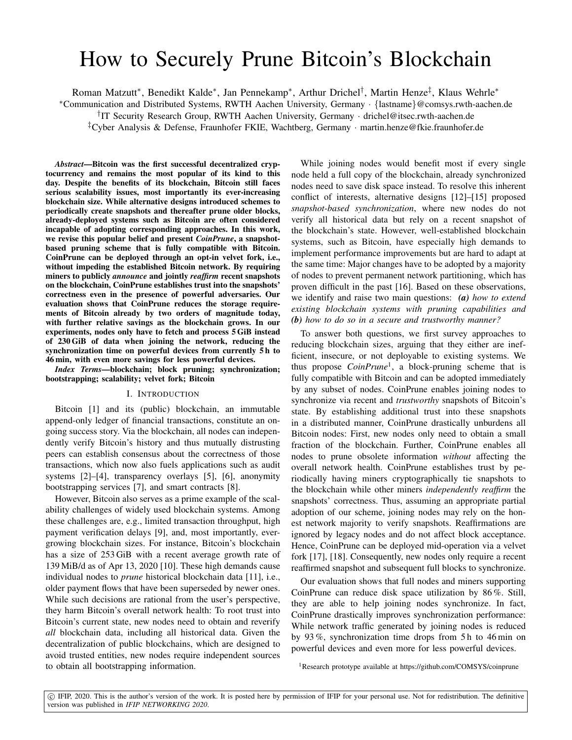# How to Securely Prune Bitcoin's Blockchain

Roman Matzutt*, Benedikt Kalde*, Jan Pennekamp*, Arthur Drichel†, Martin Henze‡, Klaus Wehrle*

*Communication and Distributed Systems, RWTH Aachen University, Germany · {lastname}@comsys.rwth-aachen.de

†IT Security Research Group, RWTH Aachen University, Germany · drichel@itsec.rwth-aachen.de

‡Cyber Analysis & Defense, Fraunhofer FKIE, Wachtberg, Germany · martin.henze@fkie.fraunhofer.de

***Abstract*—Bitcoin was the first successful decentralized cryptocurrency and remains the most popular of its kind to this day. Despite the benefits of its blockchain, Bitcoin still faces serious scalability issues, most importantly its ever-increasing blockchain size. While alternative designs introduced schemes to periodically create snapshots and thereafter prune older blocks, already-deployed systems such as Bitcoin are often considered incapable of adopting corresponding approaches. In this work, we revise this popular belief and present *CoinPrune*, a snapshot-based pruning scheme that is fully compatible with Bitcoin. CoinPrune can be deployed through an opt-in velvet fork, i.e., without impeding the established Bitcoin network. By requiring miners to publicly *announce* and jointly *reaffirm* recent snapshots on the blockchain, CoinPrune establishes trust into the snapshots' correctness even in the presence of powerful adversaries. Our evaluation shows that CoinPrune reduces the storage requirements of Bitcoin already by two orders of magnitude today, with further relative savings as the blockchain grows. In our experiments, nodes only have to fetch and process 5 GiB instead of 230 GiB of data when joining the network, reducing the synchronization time on powerful devices from currently 5 h to 46 min, with even more savings for less powerful devices.**

***Index Terms*—blockchain; block pruning; synchronization; bootstrapping; scalability; velvet fork; Bitcoin**

## I. Introduction

Bitcoin [1] and its (public) blockchain, an immutable append-only ledger of financial transactions, constitute an ongoing success story. Via the blockchain, all nodes can independently verify Bitcoin's history and thus mutually distrusting peers can establish consensus about the correctness of those transactions, which now also fuels applications such as audit systems [2]–[4], transparency overlays [5], [6], anonymity bootstrapping services [7], and smart contracts [8].

However, Bitcoin also serves as a prime example of the scalability challenges of widely used blockchain systems. Among these challenges are, e.g., limited transaction throughput, high payment verification delays [9], and, most importantly, ever-growing blockchain sizes. For instance, Bitcoin's blockchain has a size of 253 GiB with a recent average growth rate of 139 MiB/d as of Apr 13, 2020 [10]. These high demands cause individual nodes to *prune* historical blockchain data [11], i.e., older payment flows that have been superseded by newer ones. While such decisions are rational from the user's perspective, they harm Bitcoin's overall network health: To root trust into Bitcoin's current state, new nodes need to obtain and reverify *all* blockchain data, including all historical data. Given the decentralization of public blockchains, which are designed to avoid trusted entities, new nodes require independent sources to obtain all bootstrapping information.

While joining nodes would benefit most if every single node held a full copy of the blockchain, already synchronized nodes need to save disk space instead. To resolve this inherent conflict of interests, alternative designs [12]–[15] proposed *snapshot-based synchronization*, where new nodes do not verify all historical data but rely on a recent snapshot of the blockchain's state. However, well-established blockchain systems, such as Bitcoin, have especially high demands to implement performance improvements but are hard to adapt at the same time: Major changes have to be adopted by a majority of nodes to prevent permanent network partitioning, which has proven difficult in the past [16]. Based on these observations, we identify and raise two main questions: ***(a)*** *how to extend existing blockchain systems with pruning capabilities and* ***(b)*** *how to do so in a secure and trustworthy manner?*

To answer both questions, we first survey approaches to reducing blockchain sizes, arguing that they either are inefficient, insecure, or not deployable to existing systems. We thus propose *CoinPrune*[1], a block-pruning scheme that is fully compatible with Bitcoin and can be adopted immediately by any subset of nodes. CoinPrune enables joining nodes to synchronize via recent and *trustworthy* snapshots of Bitcoin's state. By establishing additional trust into these snapshots in a distributed manner, CoinPrune drastically unburdens all Bitcoin nodes: First, new nodes only need to obtain a small fraction of the blockchain. Further, CoinPrune enables all nodes to prune obsolete information *without* affecting the overall network health. CoinPrune establishes trust by periodically having miners cryptographically tie snapshots to the blockchain while other miners *independently reaffirm* the snapshots' correctness. Thus, assuming an appropriate partial adoption of our scheme, joining nodes may rely on the honest network majority to verify snapshots. Reaffirmations are ignored by legacy nodes and do not affect block acceptance. Hence, CoinPrune can be deployed mid-operation via a velvet fork [17], [18]. Consequently, new nodes only require a recent reaffirmed snapshot and subsequent full blocks to synchronize.

Our evaluation shows that full nodes and miners supporting CoinPrune can reduce disk space utilization by 86 %. Still, they are able to help joining nodes synchronize. In fact, CoinPrune drastically improves synchronization performance: While network traffic generated by joining nodes is reduced by 93 %, synchronization time drops from 5 h to 46 min on powerful devices and even more for less powerful devices.

[1] Research prototype available at https://github.com/COMSYS/coinprune

© IFIP, 2020. This is the author's version of the work. It is posted here by permission of IFIP for your personal use. Not for redistribution. The definitive version was published in *IFIP NETWORKING 2020*.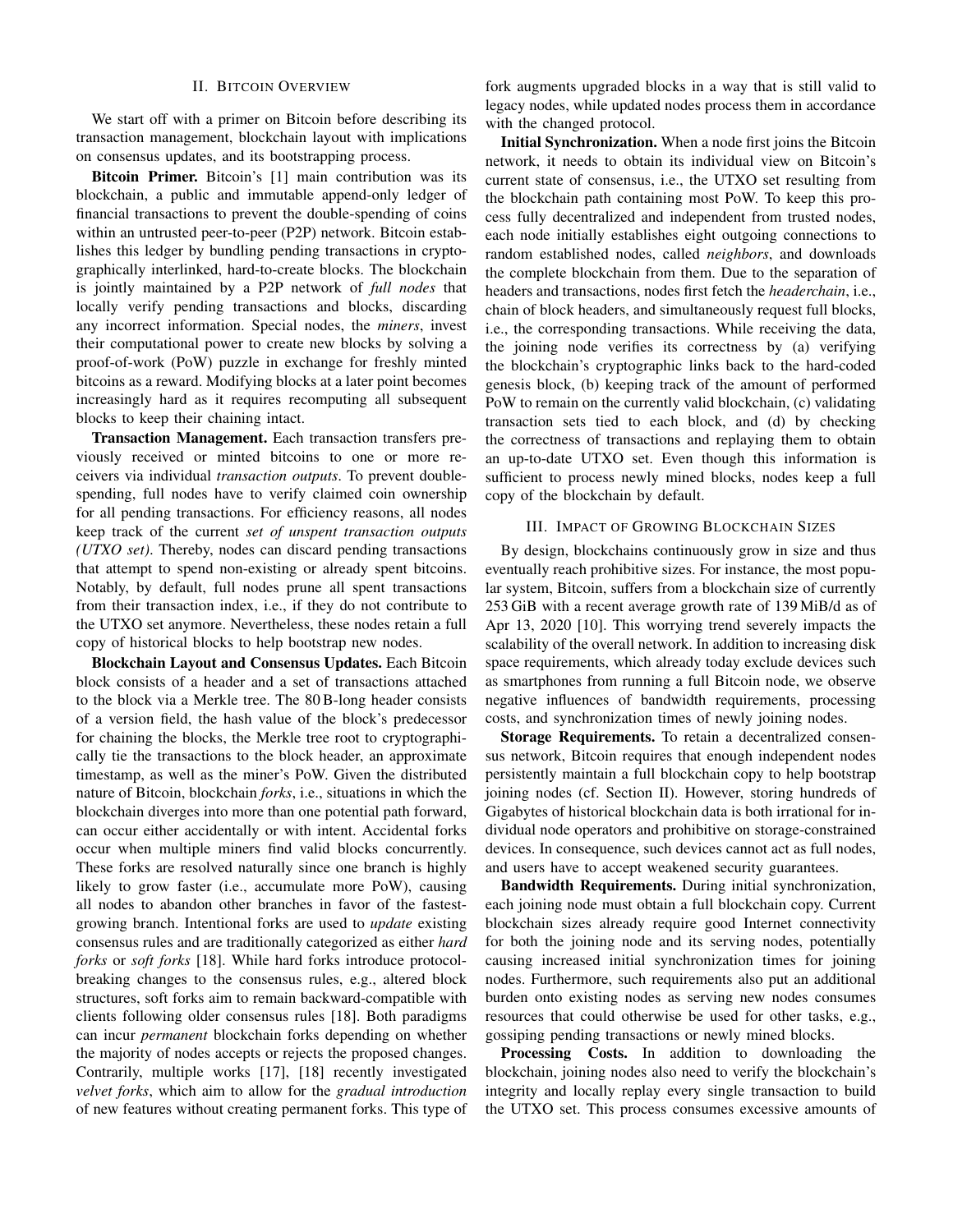## II. Bitcoin Overview

We start off with a primer on Bitcoin before describing its transaction management, blockchain layout with implications on consensus updates, and its bootstrapping process.

**Bitcoin Primer.** Bitcoin's [1] main contribution was its blockchain, a public and immutable append-only ledger of financial transactions to prevent the double-spending of coins within an untrusted peer-to-peer (P2P) network. Bitcoin establishes this ledger by bundling pending transactions in cryptographically interlinked, hard-to-create blocks. The blockchain is jointly maintained by a P2P network of *full nodes* that locally verify pending transactions and blocks, discarding any incorrect information. Special nodes, the *miners*, invest their computational power to create new blocks by solving a proof-of-work (PoW) puzzle in exchange for freshly minted bitcoins as a reward. Modifying blocks at a later point becomes increasingly hard as it requires recomputing all subsequent blocks to keep their chaining intact.

**Transaction Management.** Each transaction transfers previously received or minted bitcoins to one or more receivers via individual *transaction outputs*. To prevent double-spending, full nodes have to verify claimed coin ownership for all pending transactions. For efficiency reasons, all nodes keep track of the current *set of unspent transaction outputs (UTXO set)*. Thereby, nodes can discard pending transactions that attempt to spend non-existing or already spent bitcoins. Notably, by default, full nodes prune all spent transactions from their transaction index, i.e., if they do not contribute to the UTXO set anymore. Nevertheless, these nodes retain a full copy of historical blocks to help bootstrap new nodes.

**Blockchain Layout and Consensus Updates.** Each Bitcoin block consists of a header and a set of transactions attached to the block via a Merkle tree. The 80 B-long header consists of a version field, the hash value of the block's predecessor for chaining the blocks, the Merkle tree root to cryptographically tie the transactions to the block header, an approximate timestamp, as well as the miner's PoW. Given the distributed nature of Bitcoin, blockchain *forks*, i.e., situations in which the blockchain diverges into more than one potential path forward, can occur either accidentally or with intent. Accidental forks occur when multiple miners find valid blocks concurrently. These forks are resolved naturally since one branch is highly likely to grow faster (i.e., accumulate more PoW), causing all nodes to abandon other branches in favor of the fastest-growing branch. Intentional forks are used to *update* existing consensus rules and are traditionally categorized as either *hard forks* or *soft forks* [18]. While hard forks introduce protocol-breaking changes to the consensus rules, e.g., altered block structures, soft forks aim to remain backward-compatible with clients following older consensus rules [18]. Both paradigms can incur *permanent* blockchain forks depending on whether the majority of nodes accepts or rejects the proposed changes. Contrarily, multiple works [17], [18] recently investigated *velvet forks*, which aim to allow for the *gradual introduction* of new features without creating permanent forks. This type of fork augments upgraded blocks in a way that is still valid to legacy nodes, while updated nodes process them in accordance with the changed protocol.

**Initial Synchronization.** When a node first joins the Bitcoin network, it needs to obtain its individual view on Bitcoin's current state of consensus, i.e., the UTXO set resulting from the blockchain path containing most PoW. To keep this process fully decentralized and independent from trusted nodes, each node initially establishes eight outgoing connections to random established nodes, called *neighbors*, and downloads the complete blockchain from them. Due to the separation of headers and transactions, nodes first fetch the *headerchain*, i.e., chain of block headers, and simultaneously request full blocks, i.e., the corresponding transactions. While receiving the data, the joining node verifies its correctness by (a) verifying the blockchain's cryptographic links back to the hard-coded genesis block, (b) keeping track of the amount of performed PoW to remain on the currently valid blockchain, (c) validating transaction sets tied to each block, and (d) by checking the correctness of transactions and replaying them to obtain an up-to-date UTXO set. Even though this information is sufficient to process newly mined blocks, nodes keep a full copy of the blockchain by default.

## III. Impact of Growing Blockchain Sizes

By design, blockchains continuously grow in size and thus eventually reach prohibitive sizes. For instance, the most popular system, Bitcoin, suffers from a blockchain size of currently 253 GiB with a recent average growth rate of 139 MiB/d as of Apr 13, 2020 [10]. This worrying trend severely impacts the scalability of the overall network. In addition to increasing disk space requirements, which already today exclude devices such as smartphones from running a full Bitcoin node, we observe negative influences of bandwidth requirements, processing costs, and synchronization times of newly joining nodes.

**Storage Requirements.** To retain a decentralized consensus network, Bitcoin requires that enough independent nodes persistently maintain a full blockchain copy to help bootstrap joining nodes (cf. Section II). However, storing hundreds of Gigabytes of historical blockchain data is both irrational for individual node operators and prohibitive on storage-constrained devices. In consequence, such devices cannot act as full nodes, and users have to accept weakened security guarantees.

**Bandwidth Requirements.** During initial synchronization, each joining node must obtain a full blockchain copy. Current blockchain sizes already require good Internet connectivity for both the joining node and its serving nodes, potentially causing increased initial synchronization times for joining nodes. Furthermore, such requirements also put an additional burden onto existing nodes as serving new nodes consumes resources that could otherwise be used for other tasks, e.g., gossiping pending transactions or newly mined blocks.

**Processing Costs.** In addition to downloading the blockchain, joining nodes also need to verify the blockchain's integrity and locally replay every single transaction to build the UTXO set. This process consumes excessive amounts of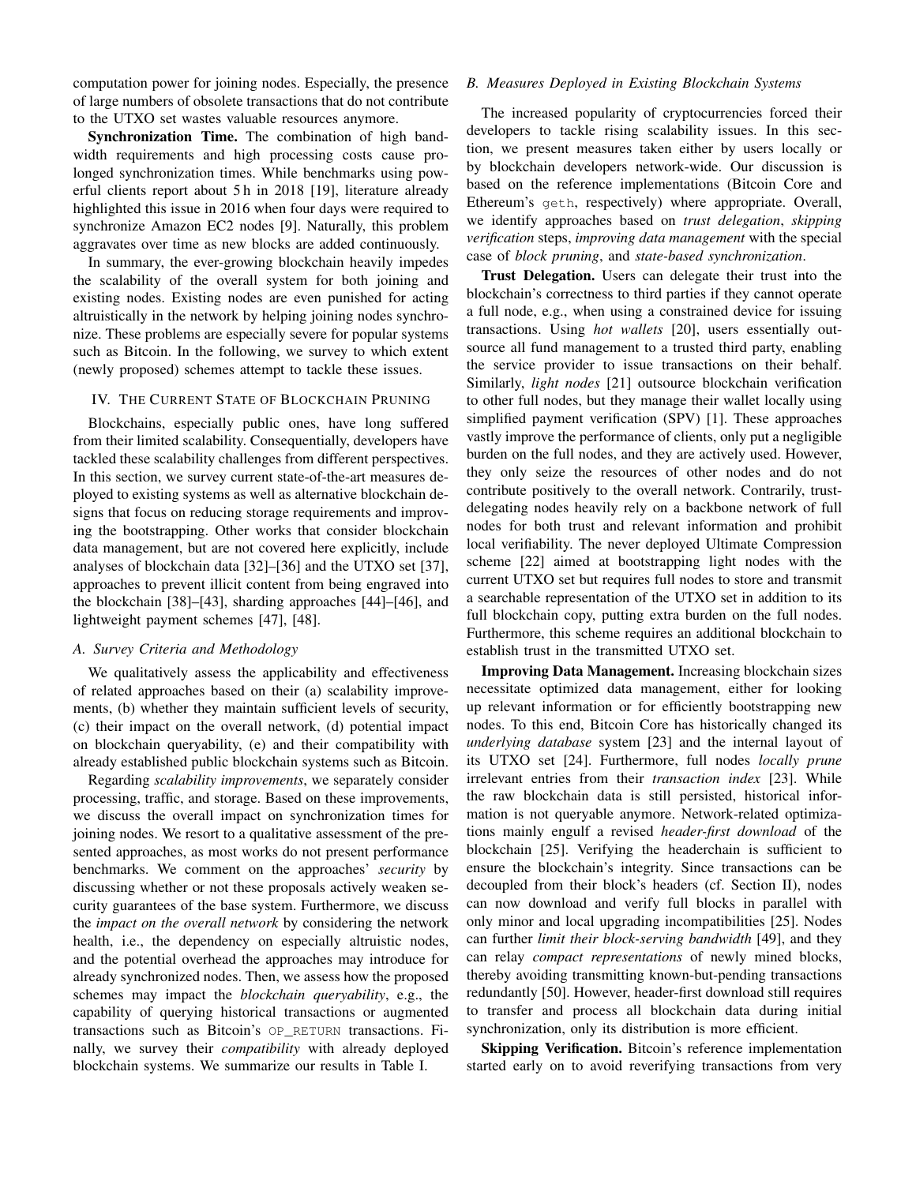computation power for joining nodes. Especially, the presence of large numbers of obsolete transactions that do not contribute to the UTXO set wastes valuable resources anymore.

**Synchronization Time.** The combination of high bandwidth requirements and high processing costs cause prolonged synchronization times. While benchmarks using powerful clients report about 5 h in 2018 [19], literature already highlighted this issue in 2016 when four days were required to synchronize Amazon EC2 nodes [9]. Naturally, this problem aggravates over time as new blocks are added continuously.

In summary, the ever-growing blockchain heavily impedes the scalability of the overall system for both joining and existing nodes. Existing nodes are even punished for acting altruistically in the network by helping joining nodes synchronize. These problems are especially severe for popular systems such as Bitcoin. In the following, we survey to which extent (newly proposed) schemes attempt to tackle these issues.

## IV. The Current State of Blockchain Pruning

Blockchains, especially public ones, have long suffered from their limited scalability. Consequentially, developers have tackled these scalability challenges from different perspectives. In this section, we survey current state-of-the-art measures deployed to existing systems as well as alternative blockchain designs that focus on reducing storage requirements and improving the bootstrapping. Other works that consider blockchain data management, but are not covered here explicitly, include analyses of blockchain data [32]–[36] and the UTXO set [37], approaches to prevent illicit content from being engraved into the blockchain [38]–[43], sharding approaches [44]–[46], and lightweight payment schemes [47], [48].

### A. Survey Criteria and Methodology

We qualitatively assess the applicability and effectiveness of related approaches based on their (a) scalability improvements, (b) whether they maintain sufficient levels of security, (c) their impact on the overall network, (d) potential impact on blockchain queryability, (e) and their compatibility with already established public blockchain systems such as Bitcoin.

Regarding *scalability improvements*, we separately consider processing, traffic, and storage. Based on these improvements, we discuss the overall impact on synchronization times for joining nodes. We resort to a qualitative assessment of the presented approaches, as most works do not present performance benchmarks. We comment on the approaches' *security* by discussing whether or not these proposals actively weaken security guarantees of the base system. Furthermore, we discuss the *impact on the overall network* by considering the network health, i.e., the dependency on especially altruistic nodes, and the potential overhead the approaches may introduce for already synchronized nodes. Then, we assess how the proposed schemes may impact the *blockchain queryability*, e.g., the capability of querying historical transactions or augmented transactions such as Bitcoin's `OP_RETURN` transactions. Finally, we survey their *compatibility* with already deployed blockchain systems. We summarize our results in Table I.

### B. Measures Deployed in Existing Blockchain Systems

The increased popularity of cryptocurrencies forced their developers to tackle rising scalability issues. In this section, we present measures taken either by users locally or by blockchain developers network-wide. Our discussion is based on the reference implementations (Bitcoin Core and Ethereum's `geth`, respectively) where appropriate. Overall, we identify approaches based on *trust delegation*, *skipping verification* steps, *improving data management* with the special case of *block pruning*, and *state-based synchronization*.

**Trust Delegation.** Users can delegate their trust into the blockchain's correctness to third parties if they cannot operate a full node, e.g., when using a constrained device for issuing transactions. Using *hot wallets* [20], users essentially outsource all fund management to a trusted third party, enabling the service provider to issue transactions on their behalf. Similarly, *light nodes* [21] outsource blockchain verification to other full nodes, but they manage their wallet locally using simplified payment verification (SPV) [1]. These approaches vastly improve the performance of clients, only put a negligible burden on the full nodes, and they are actively used. However, they only seize the resources of other nodes and do not contribute positively to the overall network. Contrarily, trust-delegating nodes heavily rely on a backbone network of full nodes for both trust and relevant information and prohibit local verifiability. The never deployed Ultimate Compression scheme [22] aimed at bootstrapping light nodes with the current UTXO set but requires full nodes to store and transmit a searchable representation of the UTXO set in addition to its full blockchain copy, putting extra burden on the full nodes. Furthermore, this scheme requires an additional blockchain to establish trust in the transmitted UTXO set.

**Improving Data Management.** Increasing blockchain sizes necessitate optimized data management, either for looking up relevant information or for efficiently bootstrapping new nodes. To this end, Bitcoin Core has historically changed its *underlying database* system [23] and the internal layout of its UTXO set [24]. Furthermore, full nodes *locally prune* irrelevant entries from their *transaction index* [23]. While the raw blockchain data is still persisted, historical information is not queryable anymore. Network-related optimizations mainly engulf a revised *header-first download* of the blockchain [25]. Verifying the headerchain is sufficient to ensure the blockchain's integrity. Since transactions can be decoupled from their block's headers (cf. Section II), nodes can now download and verify full blocks in parallel with only minor and local upgrading incompatibilities [25]. Nodes can further *limit their block-serving bandwidth* [49], and they can relay *compact representations* of newly mined blocks, thereby avoiding transmitting known-but-pending transactions redundantly [50]. However, header-first download still requires to transfer and process all blockchain data during initial synchronization, only its distribution is more efficient.

**Skipping Verification.** Bitcoin's reference implementation started early on to avoid reverifying transactions from very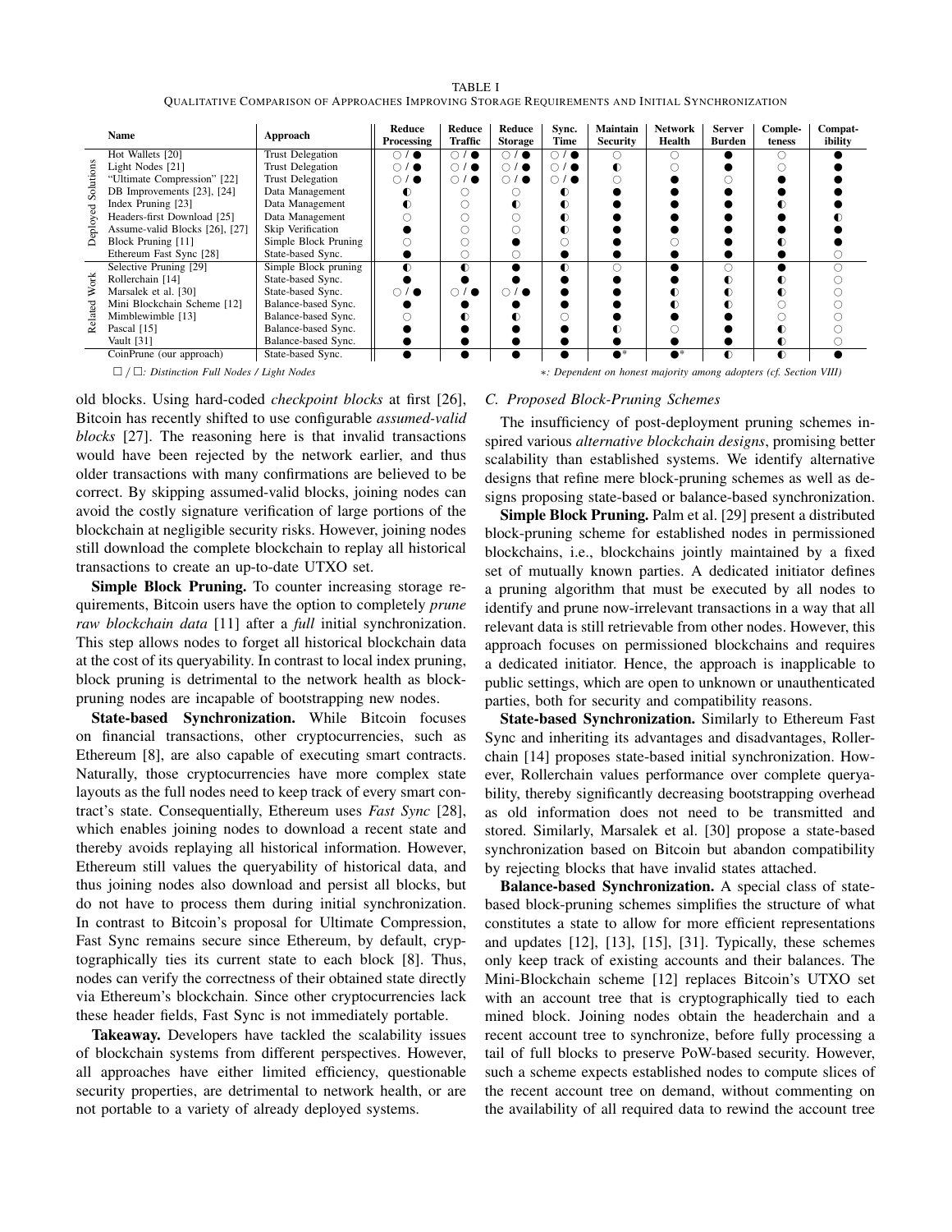TABLE I
QUALITATIVE COMPARISON OF APPROACHES IMPROVING STORAGE REQUIREMENTS AND INITIAL SYNCHRONIZATION

| | Name | Approach | Reduce Processing | Reduce Traffic | Reduce Storage | Sync. Time | Maintain Security | Network Health | Server Burden | Completeness | Compatibility |
|---|---|---|---|---|---|---|---|---|---|---|---|
| Deployed Solutions | Hot Wallets [20] | Trust Delegation | ○ / ● | ○ / ● | ○ / ● | ○ / ● | ○ | ○ | ● | ○ | ● |
| | Light Nodes [21] | Trust Delegation | ○ / ● | ○ / ● | ○ / ● | ○ / ● | ◐ | ○ | ● | ○ | ● |
| | "Ultimate Compression" [22] | Trust Delegation | ○ / ● | ○ / ● | ○ / ● | ○ / ● | ○ | ● | ○ | ● | ● |
| | DB Improvements [23], [24] | Data Management | ◐ | ○ | ○ | ◐ | ● | ● | ● | ● | ● |
| | Index Pruning [23] | Data Management | ◐ | ○ | ◐ | ◐ | ● | ● | ● | ◐ | ● |
| | Headers-first Download [25] | Data Management | ○ | ○ | ○ | ◐ | ● | ● | ● | ● | ◐ |
| | Assume-valid Blocks [26], [27] | Skip Verification | ● | ○ | ○ | ◐ | ● | ● | ● | ● | ● |
| | Block Pruning [11] | Simple Block Pruning | ○ | ○ | ● | ○ | ● | ○ | ● | ◐ | ● |
| | Ethereum Fast Sync [28] | State-based Sync. | ● | ○ | ○ | ● | ● | ● | ● | ● | ○ |
| Related Work | Selective Pruning [29] | Simple Block pruning | ◐ | ◐ | ● | ◐ | ○ | ● | ○ | ● | ○ |
| | Rollerchain [14] | State-based Sync. | ● | ● | ● | ● | ● | ● | ◐ | ◐ | ○ |
| | Marsalek et al. [30] | State-based Sync. | ○ / ● | ○ / ● | ○ / ● | ● | ● | ◐ | ◐ | ◐ | ○ |
| | Mini Blockchain Scheme [12] | Balance-based Sync. | ● | ● | ● | ● | ● | ◐ | ◐ | ○ | ○ |
| | Mimblewimble [13] | Balance-based Sync. | ○ | ◐ | ◐ | ○ | ● | ● | ● | ○ | ○ |
| | Pascal [15] | Balance-based Sync. | ● | ● | ● | ● | ◐ | ○ | ● | ◐ | ○ |
| | Vault [31] | Balance-based Sync. | ● | ● | ● | ● | ● | ● | ● | ◐ | ○ |
| | CoinPrune (our approach) | State-based Sync. | ● | ● | ● | ● | ●* | ●* | ◐ | ◐ | ● |

□ / □: *Distinction Full Nodes / Light Nodes* — *: *Dependent on honest majority among adopters (cf. Section VIII)*

old blocks. Using hard-coded *checkpoint blocks* at first [26], Bitcoin has recently shifted to use configurable *assumed-valid blocks* [27]. The reasoning here is that invalid transactions would have been rejected by the network earlier, and thus older transactions with many confirmations are believed to be correct. By skipping assumed-valid blocks, joining nodes can avoid the costly signature verification of large portions of the blockchain at negligible security risks. However, joining nodes still download the complete blockchain to replay all historical transactions to create an up-to-date UTXO set.

**Simple Block Pruning.** To counter increasing storage requirements, Bitcoin users have the option to completely *prune raw blockchain data* [11] after a *full* initial synchronization. This step allows nodes to forget all historical blockchain data at the cost of its queryability. In contrast to local index pruning, block pruning is detrimental to the network health as block-pruning nodes are incapable of bootstrapping new nodes.

**State-based Synchronization.** While Bitcoin focuses on financial transactions, other cryptocurrencies, such as Ethereum [8], are also capable of executing smart contracts. Naturally, those cryptocurrencies have more complex state layouts as the full nodes need to keep track of every smart contract's state. Consequentially, Ethereum uses *Fast Sync* [28], which enables joining nodes to download a recent state and thereby avoids replaying all historical information. However, Ethereum still values the queryability of historical data, and thus joining nodes also download and persist all blocks, but do not have to process them during initial synchronization. In contrast to Bitcoin's proposal for Ultimate Compression, Fast Sync remains secure since Ethereum, by default, cryptographically ties its current state to each block [8]. Thus, nodes can verify the correctness of their obtained state directly via Ethereum's blockchain. Since other cryptocurrencies lack these header fields, Fast Sync is not immediately portable.

**Takeaway.** Developers have tackled the scalability issues of blockchain systems from different perspectives. However, all approaches have either limited efficiency, questionable security properties, are detrimental to network health, or are not portable to a variety of already deployed systems.

### C. Proposed Block-Pruning Schemes

The insufficiency of post-deployment pruning schemes inspired various *alternative blockchain designs*, promising better scalability than established systems. We identify alternative designs that refine mere block-pruning schemes as well as designs proposing state-based or balance-based synchronization.

**Simple Block Pruning.** Palm et al. [29] present a distributed block-pruning scheme for established nodes in permissioned blockchains, i.e., blockchains jointly maintained by a fixed set of mutually known parties. A dedicated initiator defines a pruning algorithm that must be executed by all nodes to identify and prune now-irrelevant transactions in a way that all relevant data is still retrievable from other nodes. However, this approach focuses on permissioned blockchains and requires a dedicated initiator. Hence, the approach is inapplicable to public settings, which are open to unknown or unauthenticated parties, both for security and compatibility reasons.

**State-based Synchronization.** Similarly to Ethereum Fast Sync and inheriting its advantages and disadvantages, Rollerchain [14] proposes state-based initial synchronization. However, Rollerchain values performance over complete queryability, thereby significantly decreasing bootstrapping overhead as old information does not need to be transmitted and stored. Similarly, Marsalek et al. [30] propose a state-based synchronization based on Bitcoin but abandon compatibility by rejecting blocks that have invalid states attached.

**Balance-based Synchronization.** A special class of state-based block-pruning schemes simplifies the structure of what constitutes a state to allow for more efficient representations and updates [12], [13], [15], [31]. Typically, these schemes only keep track of existing accounts and their balances. The Mini-Blockchain scheme [12] replaces Bitcoin's UTXO set with an account tree that is cryptographically tied to each mined block. Joining nodes obtain the headerchain and a recent account tree to synchronize, before fully processing a tail of full blocks to preserve PoW-based security. However, such a scheme expects established nodes to compute slices of the recent account tree on demand, without commenting on the availability of all required data to rewind the account tree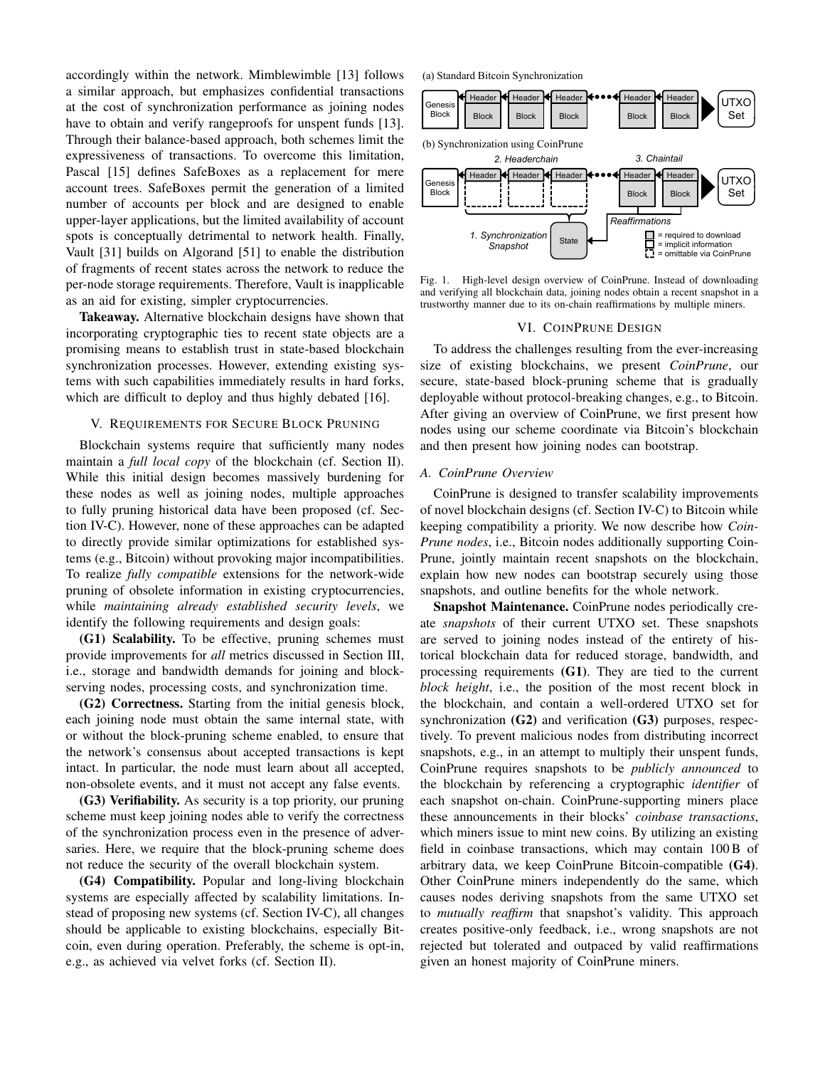accordingly within the network. Mimblewimble [13] follows a similar approach, but emphasizes confidential transactions at the cost of synchronization performance as joining nodes have to obtain and verify rangeproofs for unspent funds [13]. Through their balance-based approach, both schemes limit the expressiveness of transactions. To overcome this limitation, Pascal [15] defines SafeBoxes as a replacement for mere account trees. SafeBoxes permit the generation of a limited number of accounts per block and are designed to enable upper-layer applications, but the limited availability of account spots is conceptually detrimental to network health. Finally, Vault [31] builds on Algorand [51] to enable the distribution of fragments of recent states across the network to reduce the per-node storage requirements. Therefore, Vault is inapplicable as an aid for existing, simpler cryptocurrencies.

**Takeaway.** Alternative blockchain designs have shown that incorporating cryptographic ties to recent state objects are a promising means to establish trust in state-based blockchain synchronization processes. However, extending existing systems with such capabilities immediately results in hard forks, which are difficult to deploy and thus highly debated [16].

## V. Requirements for Secure Block Pruning

Blockchain systems require that sufficiently many nodes maintain a *full local copy* of the blockchain (cf. Section II). While this initial design becomes massively burdening for these nodes as well as joining nodes, multiple approaches to fully pruning historical data have been proposed (cf. Section IV-C). However, none of these approaches can be adapted to directly provide similar optimizations for established systems (e.g., Bitcoin) without provoking major incompatibilities. To realize *fully compatible* extensions for the network-wide pruning of obsolete information in existing cryptocurrencies, while *maintaining already established security levels*, we identify the following requirements and design goals:

**(G1) Scalability.** To be effective, pruning schemes must provide improvements for *all* metrics discussed in Section III, i.e., storage and bandwidth demands for joining and block-serving nodes, processing costs, and synchronization time.

**(G2) Correctness.** Starting from the initial genesis block, each joining node must obtain the same internal state, with or without the block-pruning scheme enabled, to ensure that the network's consensus about accepted transactions is kept intact. In particular, the node must learn about all accepted, non-obsolete events, and it must not accept any false events.

**(G3) Verifiability.** As security is a top priority, our pruning scheme must keep joining nodes able to verify the correctness of the synchronization process even in the presence of adversaries. Here, we require that the block-pruning scheme does not reduce the security of the overall blockchain system.

**(G4) Compatibility.** Popular and long-living blockchain systems are especially affected by scalability limitations. Instead of proposing new systems (cf. Section IV-C), all changes should be applicable to existing blockchains, especially Bitcoin, even during operation. Preferably, the scheme is opt-in, e.g., as achieved via velvet forks (cf. Section II).

(a) Standard Bitcoin Synchronization

(b) Synchronization using CoinPrune

Fig. 1. High-level design overview of CoinPrune. Instead of downloading and verifying all blockchain data, joining nodes obtain a recent snapshot in a trustworthy manner due to its on-chain reaffirmations by multiple miners.

## VI. CoinPrune Design

To address the challenges resulting from the ever-increasing size of existing blockchains, we present *CoinPrune*, our secure, state-based block-pruning scheme that is gradually deployable without protocol-breaking changes, e.g., to Bitcoin. After giving an overview of CoinPrune, we first present how nodes using our scheme coordinate via Bitcoin's blockchain and then present how joining nodes can bootstrap.

### A. CoinPrune Overview

CoinPrune is designed to transfer scalability improvements of novel blockchain designs (cf. Section IV-C) to Bitcoin while keeping compatibility a priority. We now describe how *CoinPrune nodes*, i.e., Bitcoin nodes additionally supporting CoinPrune, jointly maintain recent snapshots on the blockchain, explain how new nodes can bootstrap securely using those snapshots, and outline benefits for the whole network.

**Snapshot Maintenance.** CoinPrune nodes periodically create *snapshots* of their current UTXO set. These snapshots are served to joining nodes instead of the entirety of historical blockchain data for reduced storage, bandwidth, and processing requirements **(G1)**. They are tied to the current *block height*, i.e., the position of the most recent block in the blockchain, and contain a well-ordered UTXO set for synchronization **(G2)** and verification **(G3)** purposes, respectively. To prevent malicious nodes from distributing incorrect snapshots, e.g., in an attempt to multiply their unspent funds, CoinPrune requires snapshots to be *publicly announced* to the blockchain by referencing a cryptographic *identifier* of each snapshot on-chain. CoinPrune-supporting miners place these announcements in their blocks' *coinbase transactions*, which miners issue to mint new coins. By utilizing an existing field in coinbase transactions, which may contain 100 B of arbitrary data, we keep CoinPrune Bitcoin-compatible **(G4)**. Other CoinPrune miners independently do the same, which causes nodes deriving snapshots from the same UTXO set to *mutually reaffirm* that snapshot's validity. This approach creates positive-only feedback, i.e., wrong snapshots are not rejected but tolerated and outpaced by valid reaffirmations given an honest majority of CoinPrune miners.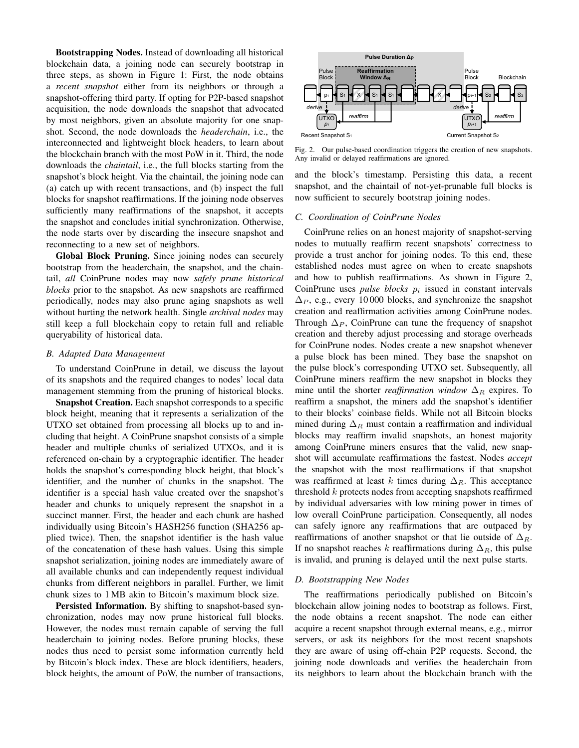**Bootstrapping Nodes.** Instead of downloading all historical blockchain data, a joining node can securely bootstrap in three steps, as shown in Figure 1: First, the node obtains a *recent snapshot* either from its neighbors or through a snapshot-offering third party. If opting for P2P-based snapshot acquisition, the node downloads the snapshot that advocated by most neighbors, given an absolute majority for one snapshot. Second, the node downloads the *headerchain*, i.e., the interconnected and lightweight block headers, to learn about the blockchain branch with the most PoW in it. Third, the node downloads the *chaintail*, i.e., the full blocks starting from the snapshot's block height. Via the chaintail, the joining node can (a) catch up with recent transactions, and (b) inspect the full blocks for snapshot reaffirmations. If the joining node observes sufficiently many reaffirmations of the snapshot, it accepts the snapshot and concludes initial synchronization. Otherwise, the node starts over by discarding the insecure snapshot and reconnecting to a new set of neighbors.

**Global Block Pruning.** Since joining nodes can securely bootstrap from the headerchain, the snapshot, and the chaintail, *all* CoinPrune nodes may now *safely prune historical blocks* prior to the snapshot. As new snapshots are reaffirmed periodically, nodes may also prune aging snapshots as well without hurting the network health. Single *archival nodes* may still keep a full blockchain copy to retain full and reliable queryability of historical data.

### B. Adapted Data Management

To understand CoinPrune in detail, we discuss the layout of its snapshots and the required changes to nodes' local data management stemming from the pruning of historical blocks.

**Snapshot Creation.** Each snapshot corresponds to a specific block height, meaning that it represents a serialization of the UTXO set obtained from processing all blocks up to and including that height. A CoinPrune snapshot consists of a simple header and multiple chunks of serialized UTXOs, and it is referenced on-chain by a cryptographic identifier. The header holds the snapshot's corresponding block height, that block's identifier, and the number of chunks in the snapshot. The identifier is a special hash value created over the snapshot's header and chunks to uniquely represent the snapshot in a succinct manner. First, the header and each chunk are hashed individually using Bitcoin's HASH256 function (SHA256 applied twice). Then, the snapshot identifier is the hash value of the concatenation of these hash values. Using this simple snapshot serialization, joining nodes are immediately aware of all available chunks and can independently request individual chunks from different neighbors in parallel. Further, we limit chunk sizes to 1 MB akin to Bitcoin's maximum block size.

**Persisted Information.** By shifting to snapshot-based synchronization, nodes may now prune historical full blocks. However, the nodes must remain capable of serving the full headerchain to joining nodes. Before pruning blocks, these nodes thus need to persist some information currently held by Bitcoin's block index. These are block identifiers, headers, block heights, the amount of PoW, the number of transactions, and the block's timestamp. Persisting this data, a recent snapshot, and the chaintail of not-yet-prunable full blocks is now sufficient to securely bootstrap joining nodes.

Fig. 2. Our pulse-based coordination triggers the creation of new snapshots. Any invalid or delayed reaffirmations are ignored.

### C. Coordination of CoinPrune Nodes

CoinPrune relies on an honest majority of snapshot-serving nodes to mutually reaffirm recent snapshots' correctness to provide a trust anchor for joining nodes. To this end, these established nodes must agree on when to create snapshots and how to publish reaffirmations. As shown in Figure 2, CoinPrune uses *pulse blocks* $p_i$ issued in constant intervals $\Delta_P$, e.g., every 10 000 blocks, and synchronize the snapshot creation and reaffirmation activities among CoinPrune nodes. Through $\Delta_P$, CoinPrune can tune the frequency of snapshot creation and thereby adjust processing and storage overheads for CoinPrune nodes. Nodes create a new snapshot whenever a pulse block has been mined. They base the snapshot on the pulse block's corresponding UTXO set. Subsequently, all CoinPrune miners reaffirm the new snapshot in blocks they mine until the shorter *reaffirmation window* $\Delta_R$ expires. To reaffirm a snapshot, the miners add the snapshot's identifier to their blocks' coinbase fields. While not all Bitcoin blocks mined during $\Delta_R$ must contain a reaffirmation and individual blocks may reaffirm invalid snapshots, an honest majority among CoinPrune miners ensures that the valid, new snapshot will accumulate reaffirmations the fastest. Nodes *accept* the snapshot with the most reaffirmations if that snapshot was reaffirmed at least $k$ times during $\Delta_R$. This acceptance threshold $k$ protects nodes from accepting snapshots reaffirmed by individual adversaries with low mining power in times of low overall CoinPrune participation. Consequently, all nodes can safely ignore any reaffirmations that are outpaced by reaffirmations of another snapshot or that lie outside of $\Delta_R$. If no snapshot reaches $k$ reaffirmations during $\Delta_R$, this pulse is invalid, and pruning is delayed until the next pulse starts.

### D. Bootstrapping New Nodes

The reaffirmations periodically published on Bitcoin's blockchain allow joining nodes to bootstrap as follows. First, the node obtains a recent snapshot. The node can either acquire a recent snapshot through external means, e.g., mirror servers, or ask its neighbors for the most recent snapshots they are aware of using off-chain P2P requests. Second, the joining node downloads and verifies the headerchain from its neighbors to learn about the blockchain branch with the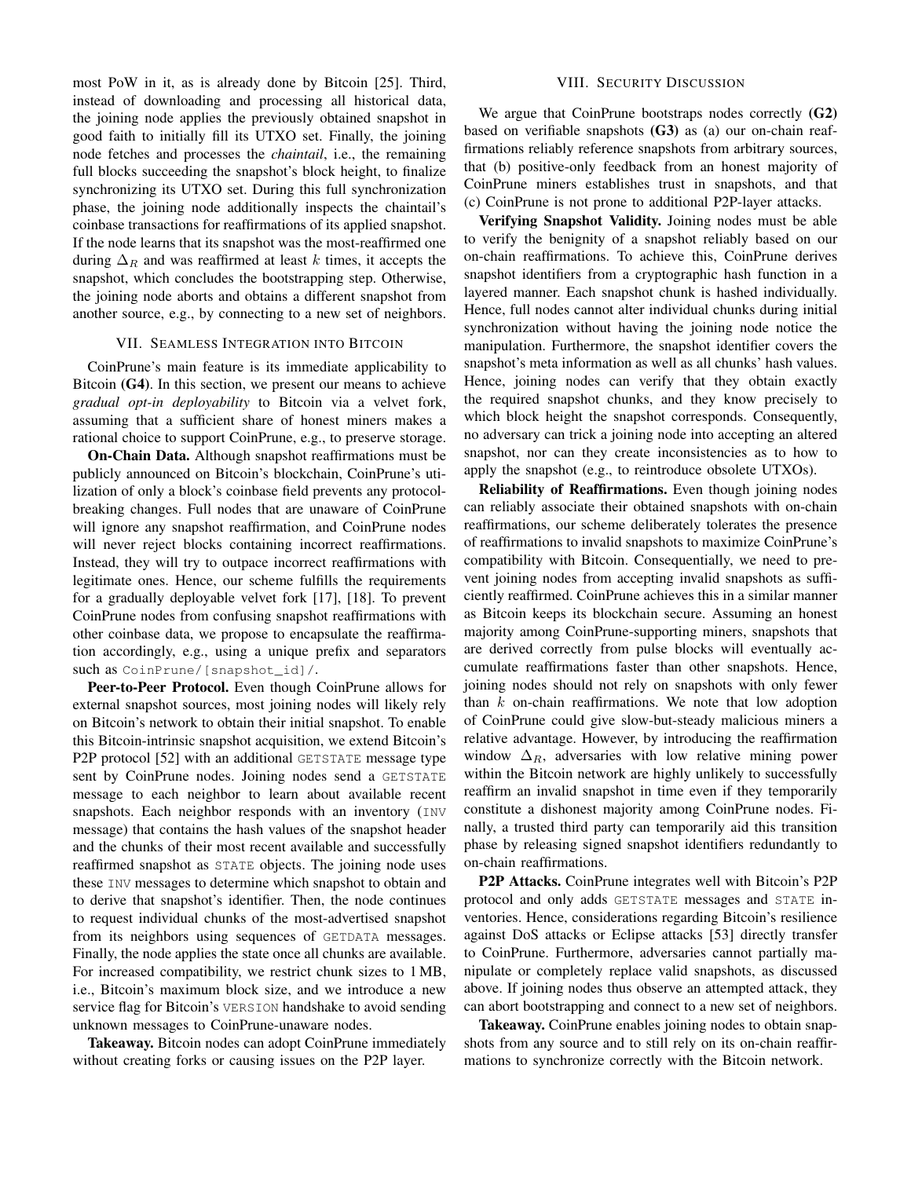most PoW in it, as is already done by Bitcoin [25]. Third, instead of downloading and processing all historical data, the joining node applies the previously obtained snapshot in good faith to initially fill its UTXO set. Finally, the joining node fetches and processes the *chaintail*, i.e., the remaining full blocks succeeding the snapshot's block height, to finalize synchronizing its UTXO set. During this full synchronization phase, the joining node additionally inspects the chaintail's coinbase transactions for reaffirmations of its applied snapshot. If the node learns that its snapshot was the most-reaffirmed one during $\Delta_R$ and was reaffirmed at least $k$ times, it accepts the snapshot, which concludes the bootstrapping step. Otherwise, the joining node aborts and obtains a different snapshot from another source, e.g., by connecting to a new set of neighbors.

## VII. Seamless Integration into Bitcoin

CoinPrune's main feature is its immediate applicability to Bitcoin **(G4)**. In this section, we present our means to achieve *gradual opt-in deployability* to Bitcoin via a velvet fork, assuming that a sufficient share of honest miners makes a rational choice to support CoinPrune, e.g., to preserve storage.

**On-Chain Data.** Although snapshot reaffirmations must be publicly announced on Bitcoin's blockchain, CoinPrune's utilization of only a block's coinbase field prevents any protocol-breaking changes. Full nodes that are unaware of CoinPrune will ignore any snapshot reaffirmation, and CoinPrune nodes will never reject blocks containing incorrect reaffirmations. Instead, they will try to outpace incorrect reaffirmations with legitimate ones. Hence, our scheme fulfills the requirements for a gradually deployable velvet fork [17], [18]. To prevent CoinPrune nodes from confusing snapshot reaffirmations with other coinbase data, we propose to encapsulate the reaffirmation accordingly, e.g., using a unique prefix and separators such as `CoinPrune/[snapshot_id]/`.

**Peer-to-Peer Protocol.** Even though CoinPrune allows for external snapshot sources, most joining nodes will likely rely on Bitcoin's network to obtain their initial snapshot. To enable this Bitcoin-intrinsic snapshot acquisition, we extend Bitcoin's P2P protocol [52] with an additional `GETSTATE` message type sent by CoinPrune nodes. Joining nodes send a `GETSTATE` message to each neighbor to learn about available recent snapshots. Each neighbor responds with an inventory (`INV` message) that contains the hash values of the snapshot header and the chunks of their most recent available and successfully reaffirmed snapshot as `STATE` objects. The joining node uses these `INV` messages to determine which snapshot to obtain and to derive that snapshot's identifier. Then, the node continues to request individual chunks of the most-advertised snapshot from its neighbors using sequences of `GETDATA` messages. Finally, the node applies the state once all chunks are available. For increased compatibility, we restrict chunk sizes to 1 MB, i.e., Bitcoin's maximum block size, and we introduce a new service flag for Bitcoin's `VERSION` handshake to avoid sending unknown messages to CoinPrune-unaware nodes.

**Takeaway.** Bitcoin nodes can adopt CoinPrune immediately without creating forks or causing issues on the P2P layer.

## VIII. Security Discussion

We argue that CoinPrune bootstraps nodes correctly **(G2)** based on verifiable snapshots **(G3)** as (a) our on-chain reaffirmations reliably reference snapshots from arbitrary sources, that (b) positive-only feedback from an honest majority of CoinPrune miners establishes trust in snapshots, and that (c) CoinPrune is not prone to additional P2P-layer attacks.

**Verifying Snapshot Validity.** Joining nodes must be able to verify the benignity of a snapshot reliably based on our on-chain reaffirmations. To achieve this, CoinPrune derives snapshot identifiers from a cryptographic hash function in a layered manner. Each snapshot chunk is hashed individually. Hence, full nodes cannot alter individual chunks during initial synchronization without having the joining node notice the manipulation. Furthermore, the snapshot identifier covers the snapshot's meta information as well as all chunks' hash values. Hence, joining nodes can verify that they obtain exactly the required snapshot chunks, and they know precisely to which block height the snapshot corresponds. Consequently, no adversary can trick a joining node into accepting an altered snapshot, nor can they create inconsistencies as to how to apply the snapshot (e.g., to reintroduce obsolete UTXOs).

**Reliability of Reaffirmations.** Even though joining nodes can reliably associate their obtained snapshots with on-chain reaffirmations, our scheme deliberately tolerates the presence of reaffirmations to invalid snapshots to maximize CoinPrune's compatibility with Bitcoin. Consequentially, we need to prevent joining nodes from accepting invalid snapshots as sufficiently reaffirmed. CoinPrune achieves this in a similar manner as Bitcoin keeps its blockchain secure. Assuming an honest majority among CoinPrune-supporting miners, snapshots that are derived correctly from pulse blocks will eventually accumulate reaffirmations faster than other snapshots. Hence, joining nodes should not rely on snapshots with only fewer than $k$ on-chain reaffirmations. We note that low adoption of CoinPrune could give slow-but-steady malicious miners a relative advantage. However, by introducing the reaffirmation window $\Delta_R$, adversaries with low relative mining power within the Bitcoin network are highly unlikely to successfully reaffirm an invalid snapshot in time even if they temporarily constitute a dishonest majority among CoinPrune nodes. Finally, a trusted third party can temporarily aid this transition phase by releasing signed snapshot identifiers redundantly to on-chain reaffirmations.

**P2P Attacks.** CoinPrune integrates well with Bitcoin's P2P protocol and only adds `GETSTATE` messages and `STATE` inventories. Hence, considerations regarding Bitcoin's resilience against DoS attacks or Eclipse attacks [53] directly transfer to CoinPrune. Furthermore, adversaries cannot partially manipulate or completely replace valid snapshots, as discussed above. If joining nodes thus observe an attempted attack, they can abort bootstrapping and connect to a new set of neighbors.

**Takeaway.** CoinPrune enables joining nodes to obtain snapshots from any source and to still rely on its on-chain reaffirmations to synchronize correctly with the Bitcoin network.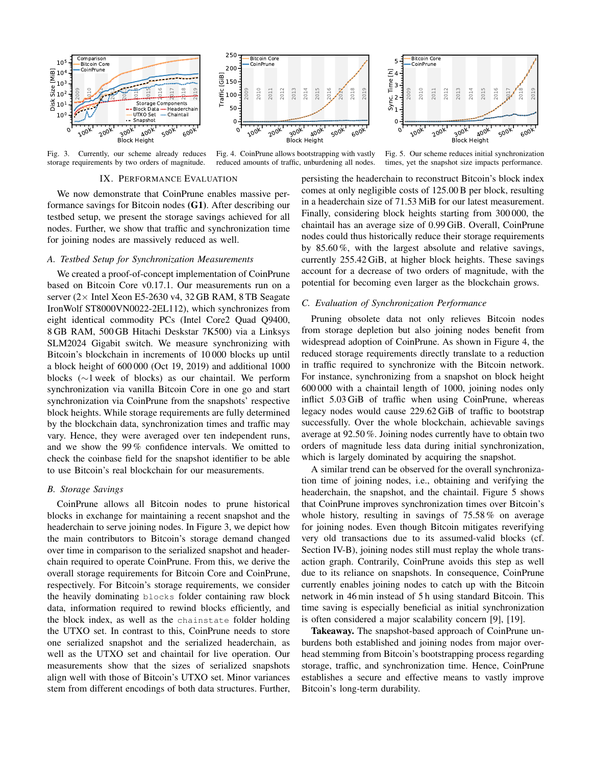Fig. 3. Currently, our scheme already reduces storage requirements by two orders of magnitude.

Fig. 4. CoinPrune allows bootstrapping with vastly reduced amounts of traffic, unburdening all nodes.

Fig. 5. Our scheme reduces initial synchronization times, yet the snapshot size impacts performance.

## IX. Performance Evaluation

We now demonstrate that CoinPrune enables massive performance savings for Bitcoin nodes **(G1)**. After describing our testbed setup, we present the storage savings achieved for all nodes. Further, we show that traffic and synchronization time for joining nodes are massively reduced as well.

### *A. Testbed Setup for Synchronization Measurements*

We created a proof-of-concept implementation of CoinPrune based on Bitcoin Core v0.17.1. Our measurements run on a server (2× Intel Xeon E5-2630 v4, 32 GB RAM, 8 TB Seagate IronWolf ST8000VN0022-2EL112), which synchronizes from eight identical commodity PCs (Intel Core2 Quad Q9400, 8 GB RAM, 500 GB Hitachi Deskstar 7K500) via a Linksys SLM2024 Gigabit switch. We measure synchronizing with Bitcoin's blockchain in increments of 10 000 blocks up until a block height of 600 000 (Oct 19, 2019) and additional 1000 blocks (∼1 week of blocks) as our chaintail. We perform synchronization via vanilla Bitcoin Core in one go and start synchronization via CoinPrune from the snapshots' respective block heights. While storage requirements are fully determined by the blockchain data, synchronization times and traffic may vary. Hence, they were averaged over ten independent runs, and we show the 99 % confidence intervals. We omitted to check the coinbase field for the snapshot identifier to be able to use Bitcoin's real blockchain for our measurements.

### *B. Storage Savings*

CoinPrune allows all Bitcoin nodes to prune historical blocks in exchange for maintaining a recent snapshot and the headerchain to serve joining nodes. In Figure 3, we depict how the main contributors to Bitcoin's storage demand changed over time in comparison to the serialized snapshot and headerchain required to operate CoinPrune. From this, we derive the overall storage requirements for Bitcoin Core and CoinPrune, respectively. For Bitcoin's storage requirements, we consider the heavily dominating `blocks` folder containing raw block data, information required to rewind blocks efficiently, and the block index, as well as the `chainstate` folder holding the UTXO set. In contrast to this, CoinPrune needs to store one serialized snapshot and the serialized headerchain, as well as the UTXO set and chaintail for live operation. Our measurements show that the sizes of serialized snapshots align well with those of Bitcoin's UTXO set. Minor variances stem from different encodings of both data structures. Further, persisting the headerchain to reconstruct Bitcoin's block index comes at only negligible costs of 125.00 B per block, resulting in a headerchain size of 71.53 MiB for our latest measurement. Finally, considering block heights starting from 300 000, the chaintail has an average size of 0.99 GiB. Overall, CoinPrune nodes could thus historically reduce their storage requirements by 85.60 %, with the largest absolute and relative savings, currently 255.42 GiB, at higher block heights. These savings account for a decrease of two orders of magnitude, with the potential for becoming even larger as the blockchain grows.

### *C. Evaluation of Synchronization Performance*

Pruning obsolete data not only relieves Bitcoin nodes from storage depletion but also joining nodes benefit from widespread adoption of CoinPrune. As shown in Figure 4, the reduced storage requirements directly translate to a reduction in traffic required to synchronize with the Bitcoin network. For instance, synchronizing from a snapshot on block height 600 000 with a chaintail length of 1000, joining nodes only inflict 5.03 GiB of traffic when using CoinPrune, whereas legacy nodes would cause 229.62 GiB of traffic to bootstrap successfully. Over the whole blockchain, achievable savings average at 92.50 %. Joining nodes currently have to obtain two orders of magnitude less data during initial synchronization, which is largely dominated by acquiring the snapshot.

A similar trend can be observed for the overall synchronization time of joining nodes, i.e., obtaining and verifying the headerchain, the snapshot, and the chaintail. Figure 5 shows that CoinPrune improves synchronization times over Bitcoin's whole history, resulting in savings of 75.58 % on average for joining nodes. Even though Bitcoin mitigates reverifying very old transactions due to its assumed-valid blocks (cf. Section IV-B), joining nodes still must replay the whole transaction graph. Contrarily, CoinPrune avoids this step as well due to its reliance on snapshots. In consequence, CoinPrune currently enables joining nodes to catch up with the Bitcoin network in 46 min instead of 5 h using standard Bitcoin. This time saving is especially beneficial as initial synchronization is often considered a major scalability concern [9], [19].

**Takeaway.** The snapshot-based approach of CoinPrune unburdens both established and joining nodes from major overhead stemming from Bitcoin's bootstrapping process regarding storage, traffic, and synchronization time. Hence, CoinPrune establishes a secure and effective means to vastly improve Bitcoin's long-term durability.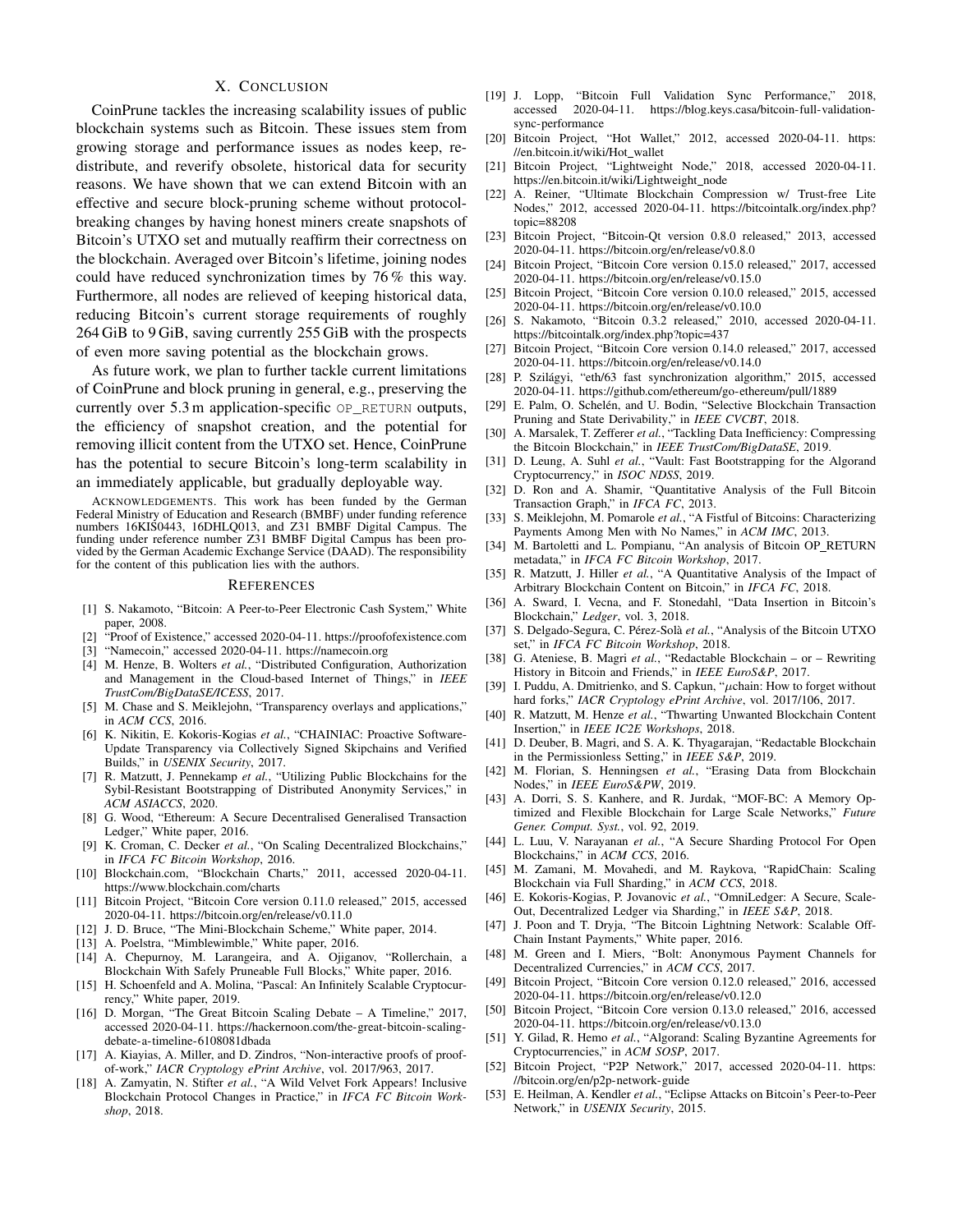## X. Conclusion

CoinPrune tackles the increasing scalability issues of public blockchain systems such as Bitcoin. These issues stem from growing storage and performance issues as nodes keep, redistribute, and reverify obsolete, historical data for security reasons. We have shown that we can extend Bitcoin with an effective and secure block-pruning scheme without protocol-breaking changes by having honest miners create snapshots of Bitcoin's UTXO set and mutually reaffirm their correctness on the blockchain. Averaged over Bitcoin's lifetime, joining nodes could have reduced synchronization times by 76 % this way. Furthermore, all nodes are relieved of keeping historical data, reducing Bitcoin's current storage requirements of roughly 264 GiB to 9 GiB, saving currently 255 GiB with the prospects of even more saving potential as the blockchain grows.

As future work, we plan to further tackle current limitations of CoinPrune and block pruning in general, e.g., preserving the currently over 5.3 m application-specific `OP_RETURN` outputs, the efficiency of snapshot creation, and the potential for removing illicit content from the UTXO set. Hence, CoinPrune has the potential to secure Bitcoin's long-term scalability in an immediately applicable, but gradually deployable way.

Acknowledgements. This work has been funded by the German Federal Ministry of Education and Research (BMBF) under funding reference numbers 16KIS0443, 16DHLQ013, and Z31 BMBF Digital Campus. The funding under reference number Z31 BMBF Digital Campus has been provided by the German Academic Exchange Service (DAAD). The responsibility for the content of this publication lies with the authors.

## References

[1] S. Nakamoto, "Bitcoin: A Peer-to-Peer Electronic Cash System," White paper, 2008.

[2] "Proof of Existence," accessed 2020-04-11. https://proofofexistence.com

[3] "Namecoin," accessed 2020-04-11. https://namecoin.org

[4] M. Henze, B. Wolters *et al.*, "Distributed Configuration, Authorization and Management in the Cloud-based Internet of Things," in *IEEE TrustCom/BigDataSE/ICESS*, 2017.

[5] M. Chase and S. Meiklejohn, "Transparency overlays and applications," in *ACM CCS*, 2016.

[6] K. Nikitin, E. Kokoris-Kogias *et al.*, "CHAINIAC: Proactive Software-Update Transparency via Collectively Signed Skipchains and Verified Builds," in *USENIX Security*, 2017.

[7] R. Matzutt, J. Pennekamp *et al.*, "Utilizing Public Blockchains for the Sybil-Resistant Bootstrapping of Distributed Anonymity Services," in *ACM ASIACCS*, 2020.

[8] G. Wood, "Ethereum: A Secure Decentralised Generalised Transaction Ledger," White paper, 2016.

[9] K. Croman, C. Decker *et al.*, "On Scaling Decentralized Blockchains," in *IFCA FC Bitcoin Workshop*, 2016.

[10] Blockchain.com, "Blockchain Charts," 2011, accessed 2020-04-11. https://www.blockchain.com/charts

[11] Bitcoin Project, "Bitcoin Core version 0.11.0 released," 2015, accessed 2020-04-11. https://bitcoin.org/en/release/v0.11.0

[12] J. D. Bruce, "The Mini-Blockchain Scheme," White paper, 2014.

[13] A. Poelstra, "Mimblewimble," White paper, 2016.

[14] A. Chepurnoy, M. Larangeira, and A. Ojiganov, "Rollerchain, a Blockchain With Safely Pruneable Full Blocks," White paper, 2016.

[15] H. Schoenfeld and A. Molina, "Pascal: An Infinitely Scalable Cryptocurrency," White paper, 2019.

[16] D. Morgan, "The Great Bitcoin Scaling Debate – A Timeline," 2017, accessed 2020-04-11. https://hackernoon.com/the-great-bitcoin-scaling-debate-a-timeline-6108081dbada

[17] A. Kiayias, A. Miller, and D. Zindros, "Non-interactive proofs of proof-of-work," *IACR Cryptology ePrint Archive*, vol. 2017/963, 2017.

[18] A. Zamyatin, N. Stifter *et al.*, "A Wild Velvet Fork Appears! Inclusive Blockchain Protocol Changes in Practice," in *IFCA FC Bitcoin Workshop*, 2018.

[19] J. Lopp, "Bitcoin Full Validation Sync Performance," 2018, accessed 2020-04-11. https://blog.keys.casa/bitcoin-full-validation-sync-performance

[20] Bitcoin Project, "Hot Wallet," 2012, accessed 2020-04-11. https://en.bitcoin.it/wiki/Hot_wallet

[21] Bitcoin Project, "Lightweight Node," 2018, accessed 2020-04-11. https://en.bitcoin.it/wiki/Lightweight_node

[22] A. Reiner, "Ultimate Blockchain Compression w/ Trust-free Lite Nodes," 2012, accessed 2020-04-11. https://bitcointalk.org/index.php?topic=88208

[23] Bitcoin Project, "Bitcoin-Qt version 0.8.0 released," 2013, accessed 2020-04-11. https://bitcoin.org/en/release/v0.8.0

[24] Bitcoin Project, "Bitcoin Core version 0.15.0 released," 2017, accessed 2020-04-11. https://bitcoin.org/en/release/v0.15.0

[25] Bitcoin Project, "Bitcoin Core version 0.10.0 released," 2015, accessed 2020-04-11. https://bitcoin.org/en/release/v0.10.0

[26] S. Nakamoto, "Bitcoin 0.3.2 released," 2010, accessed 2020-04-11. https://bitcointalk.org/index.php?topic=437

[27] Bitcoin Project, "Bitcoin Core version 0.14.0 released," 2017, accessed 2020-04-11. https://bitcoin.org/en/release/v0.14.0

[28] P. Szilágyi, "eth/63 fast synchronization algorithm," 2015, accessed 2020-04-11. https://github.com/ethereum/go-ethereum/pull/1889

[29] E. Palm, O. Schelén, and U. Bodin, "Selective Blockchain Transaction Pruning and State Derivability," in *IEEE CVCBT*, 2018.

[30] A. Marsalek, T. Zefferer *et al.*, "Tackling Data Inefficiency: Compressing the Bitcoin Blockchain," in *IEEE TrustCom/BigDataSE*, 2019.

[31] D. Leung, A. Suhl *et al.*, "Vault: Fast Bootstrapping for the Algorand Cryptocurrency," in *ISOC NDSS*, 2019.

[32] D. Ron and A. Shamir, "Quantitative Analysis of the Full Bitcoin Transaction Graph," in *IFCA FC*, 2013.

[33] S. Meiklejohn, M. Pomarole *et al.*, "A Fistful of Bitcoins: Characterizing Payments Among Men with No Names," in *ACM IMC*, 2013.

[34] M. Bartoletti and L. Pompianu, "An analysis of Bitcoin OP_RETURN metadata," in *IFCA FC Bitcoin Workshop*, 2017.

[35] R. Matzutt, J. Hiller *et al.*, "A Quantitative Analysis of the Impact of Arbitrary Blockchain Content on Bitcoin," in *IFCA FC*, 2018.

[36] A. Sward, I. Vecna, and F. Stonedahl, "Data Insertion in Bitcoin's Blockchain," *Ledger*, vol. 3, 2018.

[37] S. Delgado-Segura, C. Pérez-Solà *et al.*, "Analysis of the Bitcoin UTXO set," in *IFCA FC Bitcoin Workshop*, 2018.

[38] G. Ateniese, B. Magri *et al.*, "Redactable Blockchain – or – Rewriting History in Bitcoin and Friends," in *IEEE EuroS&P*, 2017.

[39] I. Puddu, A. Dmitrienko, and S. Capkun, "$\mu$chain: How to forget without hard forks," *IACR Cryptology ePrint Archive*, vol. 2017/106, 2017.

[40] R. Matzutt, M. Henze *et al.*, "Thwarting Unwanted Blockchain Content Insertion," in *IEEE IC2E Workshops*, 2018.

[41] D. Deuber, B. Magri, and S. A. K. Thyagarajan, "Redactable Blockchain in the Permissionless Setting," in *IEEE S&P*, 2019.

[42] M. Florian, S. Henningsen *et al.*, "Erasing Data from Blockchain Nodes," in *IEEE EuroS&PW*, 2019.

[43] A. Dorri, S. S. Kanhere, and R. Jurdak, "MOF-BC: A Memory Optimized and Flexible Blockchain for Large Scale Networks," *Future Gener. Comput. Syst.*, vol. 92, 2019.

[44] L. Luu, V. Narayanan *et al.*, "A Secure Sharding Protocol For Open Blockchains," in *ACM CCS*, 2016.

[45] M. Zamani, M. Movahedi, and M. Raykova, "RapidChain: Scaling Blockchain via Full Sharding," in *ACM CCS*, 2018.

[46] E. Kokoris-Kogias, P. Jovanovic *et al.*, "OmniLedger: A Secure, Scale-Out, Decentralized Ledger via Sharding," in *IEEE S&P*, 2018.

[47] J. Poon and T. Dryja, "The Bitcoin Lightning Network: Scalable Off-Chain Instant Payments," White paper, 2016.

[48] M. Green and I. Miers, "Bolt: Anonymous Payment Channels for Decentralized Currencies," in *ACM CCS*, 2017.

[49] Bitcoin Project, "Bitcoin Core version 0.12.0 released," 2016, accessed 2020-04-11. https://bitcoin.org/en/release/v0.12.0

[50] Bitcoin Project, "Bitcoin Core version 0.13.0 released," 2016, accessed 2020-04-11. https://bitcoin.org/en/release/v0.13.0

[51] Y. Gilad, R. Hemo *et al.*, "Algorand: Scaling Byzantine Agreements for Cryptocurrencies," in *ACM SOSP*, 2017.

[52] Bitcoin Project, "P2P Network," 2017, accessed 2020-04-11. https://bitcoin.org/en/p2p-network-guide

[53] E. Heilman, A. Kendler *et al.*, "Eclipse Attacks on Bitcoin's Peer-to-Peer Network," in *USENIX Security*, 2015.